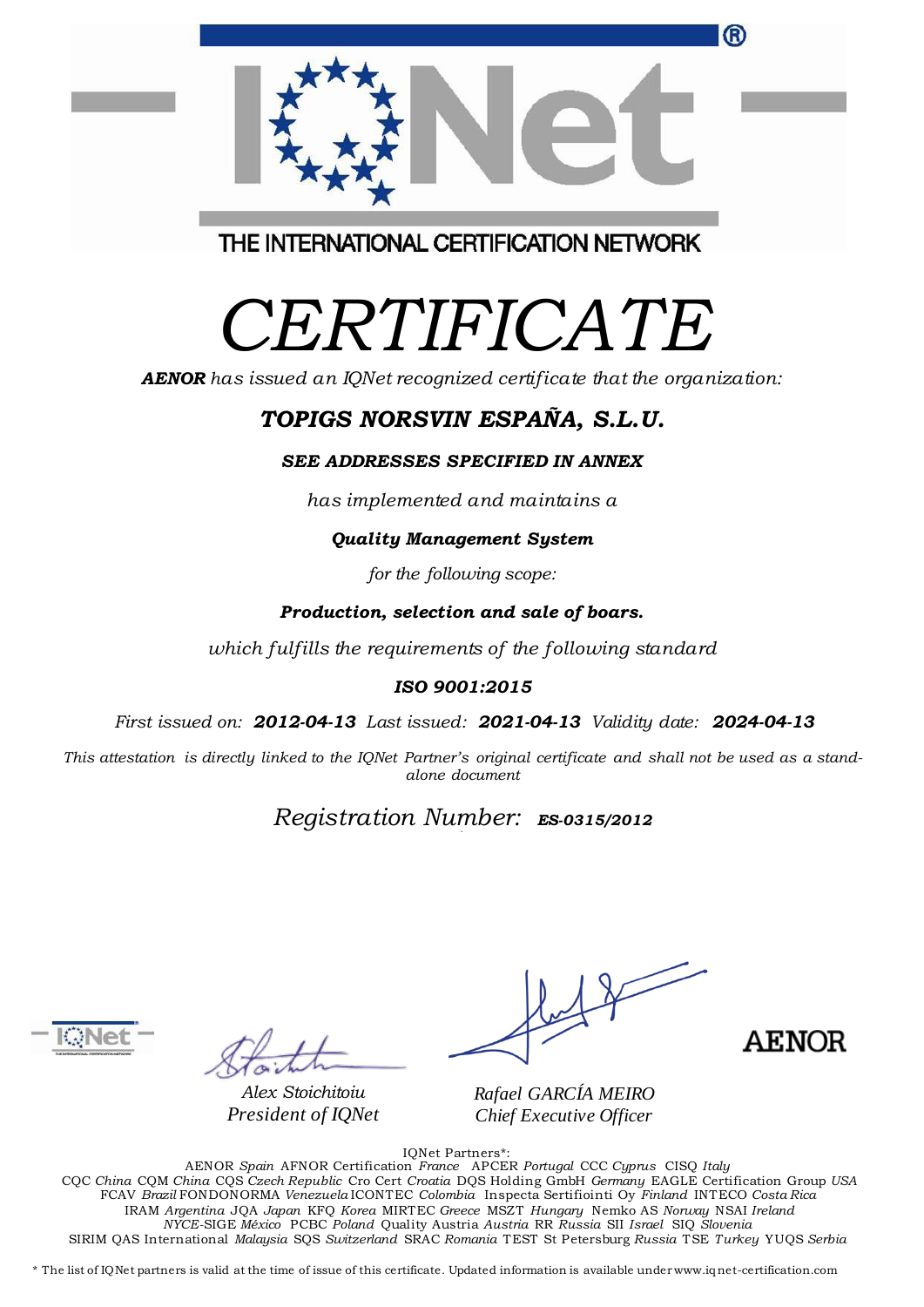THE INTERNATIONAL CERTIFICATION NETWORK

# *CERTIFICATE*

***AENOR*** *has issued an IQNet recognized certificate that the organization:*

## ***TOPIGS NORSVIN ESPAÑA, S.L.U.***

***SEE ADDRESSES SPECIFIED IN ANNEX***

*has implemented and maintains a*

***Quality Management System***

*for the following scope:*

***Production, selection and sale of boars.***

*which fulfills the requirements of the following standard*

***ISO 9001:2015***

*First issued on:* ***2012-04-13*** *Last issued:* ***2021-04-13*** *Validity date:* ***2024-04-13***

*This attestation is directly linked to the IQNet Partner's original certificate and shall not be used as a stand-alone document*

*Registration Number:* ***ES-0315/2012***

*Alex Stoichitoiu*
*President of IQNet*

*Rafael GARCÍA MEIRO*
*Chief Executive Officer*

AENOR

IQNet Partners*:
AENOR *Spain* AFNOR Certification *France* APCER *Portugal* CCC *Cyprus* CISQ *Italy*
CQC *China* CQM *China* CQS *Czech Republic* Cro Cert *Croatia* DQS Holding GmbH *Germany* EAGLE Certification Group *USA*
FCAV *Brazil* FONDONORMA *Venezuela* ICONTEC *Colombia* Inspecta Sertifiointi Oy *Finland* INTECO *Costa Rica*
IRAM *Argentina* JQA *Japan* KFQ *Korea* MIRTEC *Greece* MSZT *Hungary* Nemko AS *Norway* NSAI *Ireland*
*NYCE*-SIGE *México* PCBC *Poland* Quality Austria *Austria* RR *Russia* SII *Israel* SIQ *Slovenia*
SIRIM QAS International *Malaysia* SQS *Switzerland* SRAC *Romania* TEST St Petersburg *Russia* TSE *Turkey* YUQS *Serbia*

\* The list of IQNet partners is valid at the time of issue of this certificate. Updated information is available under www.iqnet-certification.com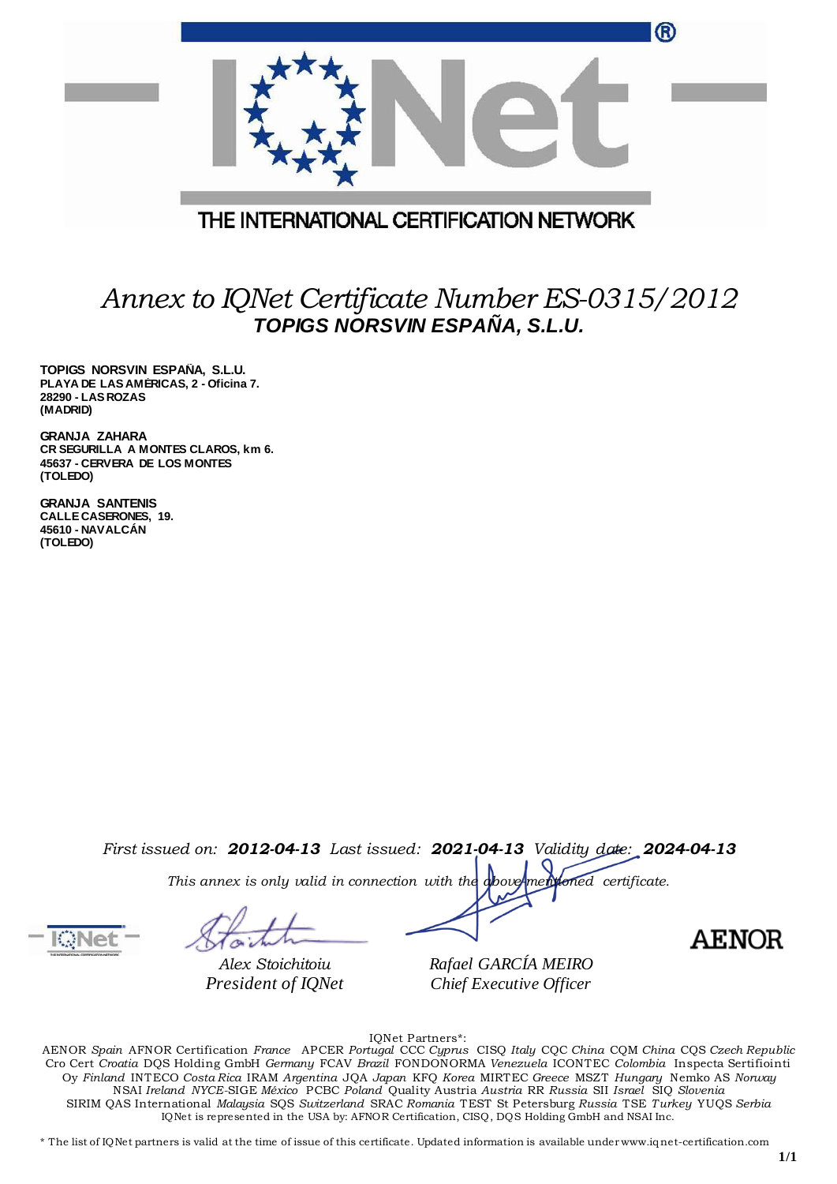THE INTERNATIONAL CERTIFICATION NETWORK

# *Annex to IQNet Certificate Number ES-0315/2012*

## ***TOPIGS NORSVIN ESPAÑA, S.L.U.***

**TOPIGS NORSVIN ESPAÑA, S.L.U.**
**PLAYA DE LAS AMÉRICAS, 2 - Oficina 7.**
**28290 - LAS ROZAS**
**(MADRID)**

**GRANJA ZAHARA**
**CR SEGURILLA A MONTES CLAROS, km 6.**
**45637 - CERVERA DE LOS MONTES**
**(TOLEDO)**

**GRANJA SANTENIS**
**CALLE CASERONES, 19.**
**45610 - NAVALCÁN**
**(TOLEDO)**

*First issued on:* ***2012-04-13*** *Last issued:* ***2021-04-13*** *Validity date:* ***2024-04-13***

*This annex is only valid in connection with the above-mentioned certificate.*

*Alex Stoichitoiu*
*President of IQNet*

*Rafael GARCÍA MEIRO*
*Chief Executive Officer*

AENOR

IQNet Partners*:
AENOR *Spain* AFNOR Certification *France* APCER *Portugal* CCC *Cyprus* CISQ *Italy* CQC *China* CQM *China* CQS *Czech Republic* Cro Cert *Croatia* DQS Holding GmbH *Germany* FCAV *Brazil* FONDONORMA *Venezuela* ICONTEC *Colombia* Inspecta Sertifiointi Oy *Finland* INTECO *Costa Rica* IRAM *Argentina* JQA *Japan* KFQ *Korea* MIRTEC *Greece* MSZT *Hungary* Nemko AS *Norway* NSAI *Ireland* *NYCE*-SIGE *México* PCBC *Poland* Quality Austria *Austria* RR *Russia* SII *Israel* SIQ *Slovenia* SIRIM QAS International *Malaysia* SQS *Switzerland* SRAC *Romania* TEST St Petersburg *Russia* TSE *Turkey* YUQS *Serbia*
IQNet is represented in the USA by: AFNOR Certification, CISQ, DQS Holding GmbH and NSAI Inc.

* The list of IQNet partners is valid at the time of issue of this certificate. Updated information is available under www.iqnet-certification.com